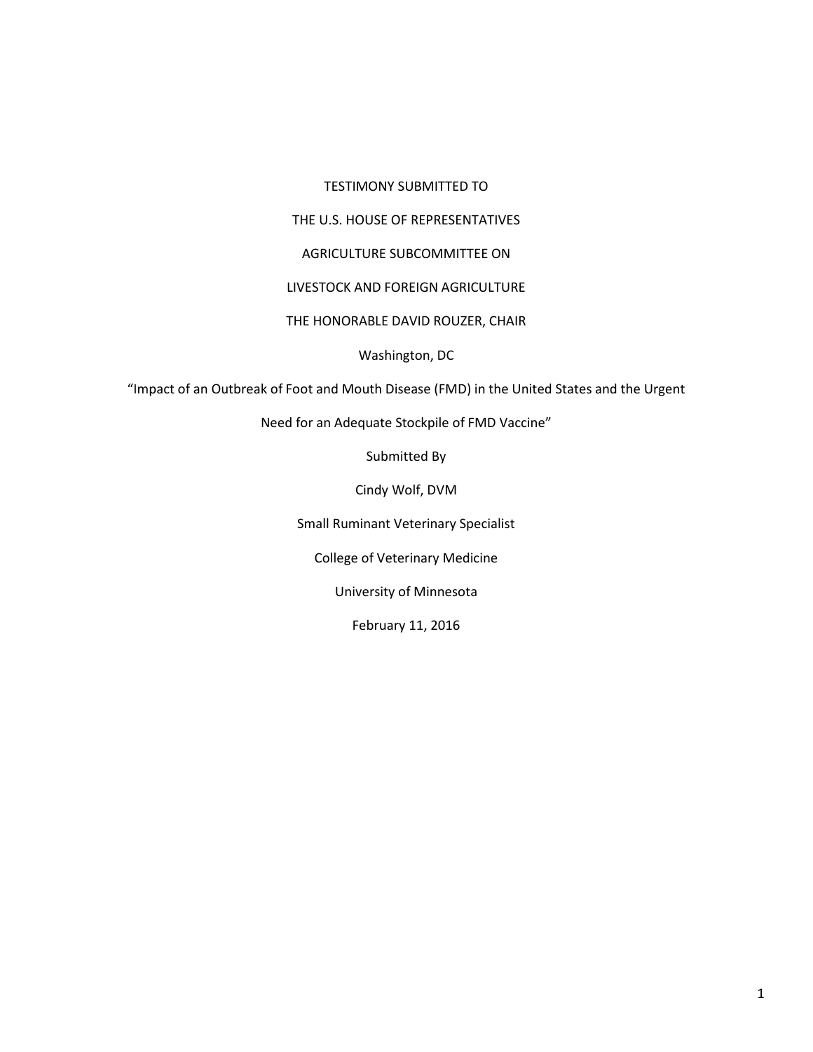TESTIMONY SUBMITTED TO

THE U.S. HOUSE OF REPRESENTATIVES

AGRICULTURE SUBCOMMITTEE ON

LIVESTOCK AND FOREIGN AGRICULTURE

THE HONORABLE DAVID ROUZER, CHAIR

Washington, DC

"Impact of an Outbreak of Foot and Mouth Disease (FMD) in the United States and the Urgent Need for an Adequate Stockpile of FMD Vaccine"

Submitted By

Cindy Wolf, DVM

Small Ruminant Veterinary Specialist

College of Veterinary Medicine

University of Minnesota

February 11, 2016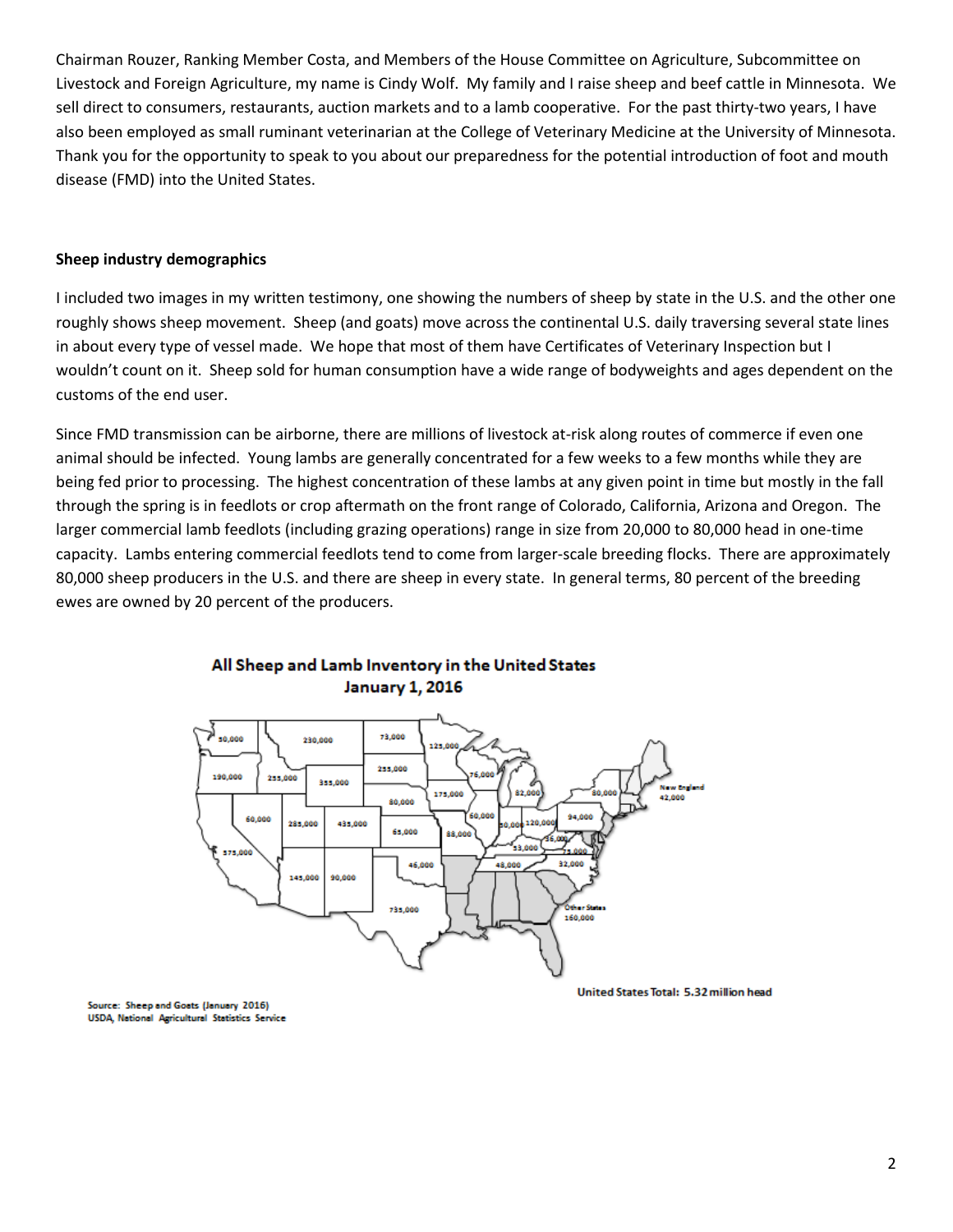Chairman Rouzer, Ranking Member Costa, and Members of the House Committee on Agriculture, Subcommittee on Livestock and Foreign Agriculture, my name is Cindy Wolf. My family and I raise sheep and beef cattle in Minnesota. We sell direct to consumers, restaurants, auction markets and to a lamb cooperative. For the past thirty-two years, I have also been employed as small ruminant veterinarian at the College of Veterinary Medicine at the University of Minnesota. Thank you for the opportunity to speak to you about our preparedness for the potential introduction of foot and mouth disease (FMD) into the United States.

**Sheep industry demographics**

I included two images in my written testimony, one showing the numbers of sheep by state in the U.S. and the other one roughly shows sheep movement. Sheep (and goats) move across the continental U.S. daily traversing several state lines in about every type of vessel made. We hope that most of them have Certificates of Veterinary Inspection but I wouldn't count on it. Sheep sold for human consumption have a wide range of bodyweights and ages dependent on the customs of the end user.

Since FMD transmission can be airborne, there are millions of livestock at-risk along routes of commerce if even one animal should be infected. Young lambs are generally concentrated for a few weeks to a few months while they are being fed prior to processing. The highest concentration of these lambs at any given point in time but mostly in the fall through the spring is in feedlots or crop aftermath on the front range of Colorado, California, Arizona and Oregon. The larger commercial lamb feedlots (including grazing operations) range in size from 20,000 to 80,000 head in one-time capacity. Lambs entering commercial feedlots tend to come from larger-scale breeding flocks. There are approximately 80,000 sheep producers in the U.S. and there are sheep in every state. In general terms, 80 percent of the breeding ewes are owned by 20 percent of the producers.

**All Sheep and Lamb Inventory in the United States**
**January 1, 2016**

United States Total: 5.32 million head

Source: Sheep and Goats (January 2016)
USDA, National Agricultural Statistics Service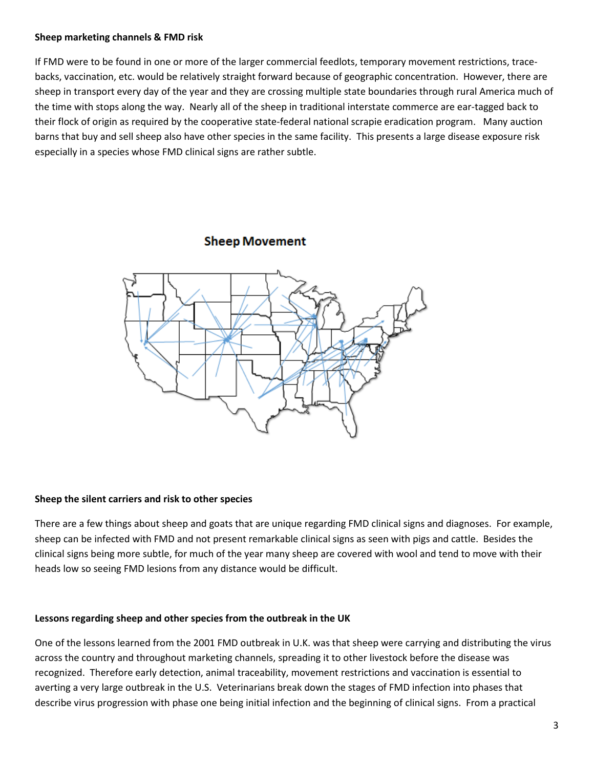**Sheep marketing channels & FMD risk**

If FMD were to be found in one or more of the larger commercial feedlots, temporary movement restrictions, trace-backs, vaccination, etc. would be relatively straight forward because of geographic concentration. However, there are sheep in transport every day of the year and they are crossing multiple state boundaries through rural America much of the time with stops along the way. Nearly all of the sheep in traditional interstate commerce are ear-tagged back to their flock of origin as required by the cooperative state-federal national scrapie eradication program. Many auction barns that buy and sell sheep also have other species in the same facility. This presents a large disease exposure risk especially in a species whose FMD clinical signs are rather subtle.

**Sheep Movement**

**Sheep the silent carriers and risk to other species**

There are a few things about sheep and goats that are unique regarding FMD clinical signs and diagnoses. For example, sheep can be infected with FMD and not present remarkable clinical signs as seen with pigs and cattle. Besides the clinical signs being more subtle, for much of the year many sheep are covered with wool and tend to move with their heads low so seeing FMD lesions from any distance would be difficult.

**Lessons regarding sheep and other species from the outbreak in the UK**

One of the lessons learned from the 2001 FMD outbreak in U.K. was that sheep were carrying and distributing the virus across the country and throughout marketing channels, spreading it to other livestock before the disease was recognized. Therefore early detection, animal traceability, movement restrictions and vaccination is essential to averting a very large outbreak in the U.S. Veterinarians break down the stages of FMD infection into phases that describe virus progression with phase one being initial infection and the beginning of clinical signs. From a practical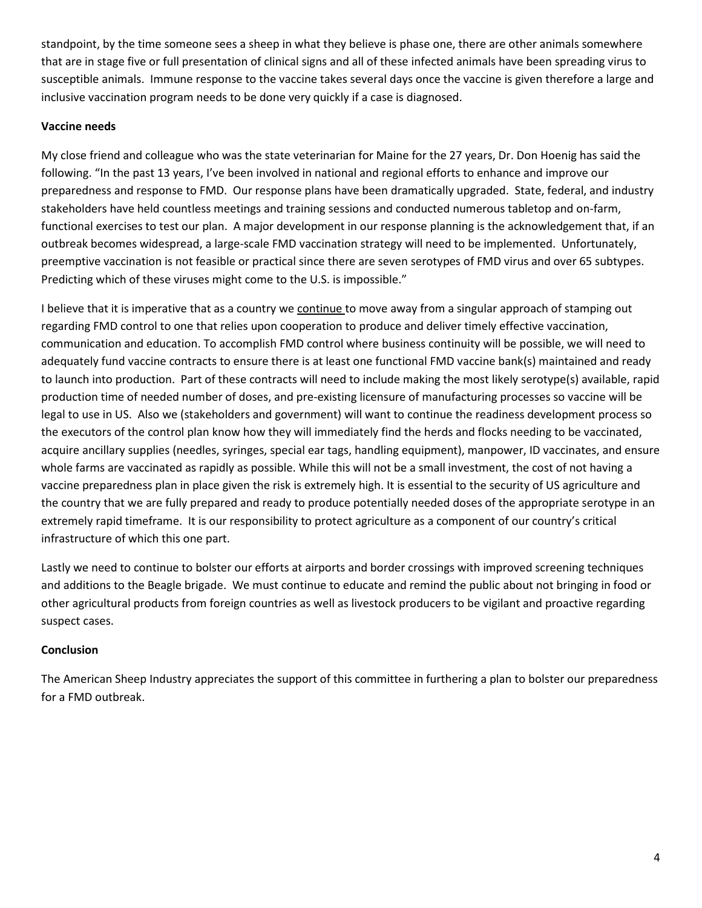standpoint, by the time someone sees a sheep in what they believe is phase one, there are other animals somewhere that are in stage five or full presentation of clinical signs and all of these infected animals have been spreading virus to susceptible animals. Immune response to the vaccine takes several days once the vaccine is given therefore a large and inclusive vaccination program needs to be done very quickly if a case is diagnosed.

**Vaccine needs**

My close friend and colleague who was the state veterinarian for Maine for the 27 years, Dr. Don Hoenig has said the following. "In the past 13 years, I've been involved in national and regional efforts to enhance and improve our preparedness and response to FMD. Our response plans have been dramatically upgraded. State, federal, and industry stakeholders have held countless meetings and training sessions and conducted numerous tabletop and on-farm, functional exercises to test our plan. A major development in our response planning is the acknowledgement that, if an outbreak becomes widespread, a large-scale FMD vaccination strategy will need to be implemented. Unfortunately, preemptive vaccination is not feasible or practical since there are seven serotypes of FMD virus and over 65 subtypes. Predicting which of these viruses might come to the U.S. is impossible."

I believe that it is imperative that as a country we <u>continue</u> to move away from a singular approach of stamping out regarding FMD control to one that relies upon cooperation to produce and deliver timely effective vaccination, communication and education. To accomplish FMD control where business continuity will be possible, we will need to adequately fund vaccine contracts to ensure there is at least one functional FMD vaccine bank(s) maintained and ready to launch into production. Part of these contracts will need to include making the most likely serotype(s) available, rapid production time of needed number of doses, and pre-existing licensure of manufacturing processes so vaccine will be legal to use in US. Also we (stakeholders and government) will want to continue the readiness development process so the executors of the control plan know how they will immediately find the herds and flocks needing to be vaccinated, acquire ancillary supplies (needles, syringes, special ear tags, handling equipment), manpower, ID vaccinates, and ensure whole farms are vaccinated as rapidly as possible. While this will not be a small investment, the cost of not having a vaccine preparedness plan in place given the risk is extremely high. It is essential to the security of US agriculture and the country that we are fully prepared and ready to produce potentially needed doses of the appropriate serotype in an extremely rapid timeframe. It is our responsibility to protect agriculture as a component of our country's critical infrastructure of which this one part.

Lastly we need to continue to bolster our efforts at airports and border crossings with improved screening techniques and additions to the Beagle brigade. We must continue to educate and remind the public about not bringing in food or other agricultural products from foreign countries as well as livestock producers to be vigilant and proactive regarding suspect cases.

**Conclusion**

The American Sheep Industry appreciates the support of this committee in furthering a plan to bolster our preparedness for a FMD outbreak.